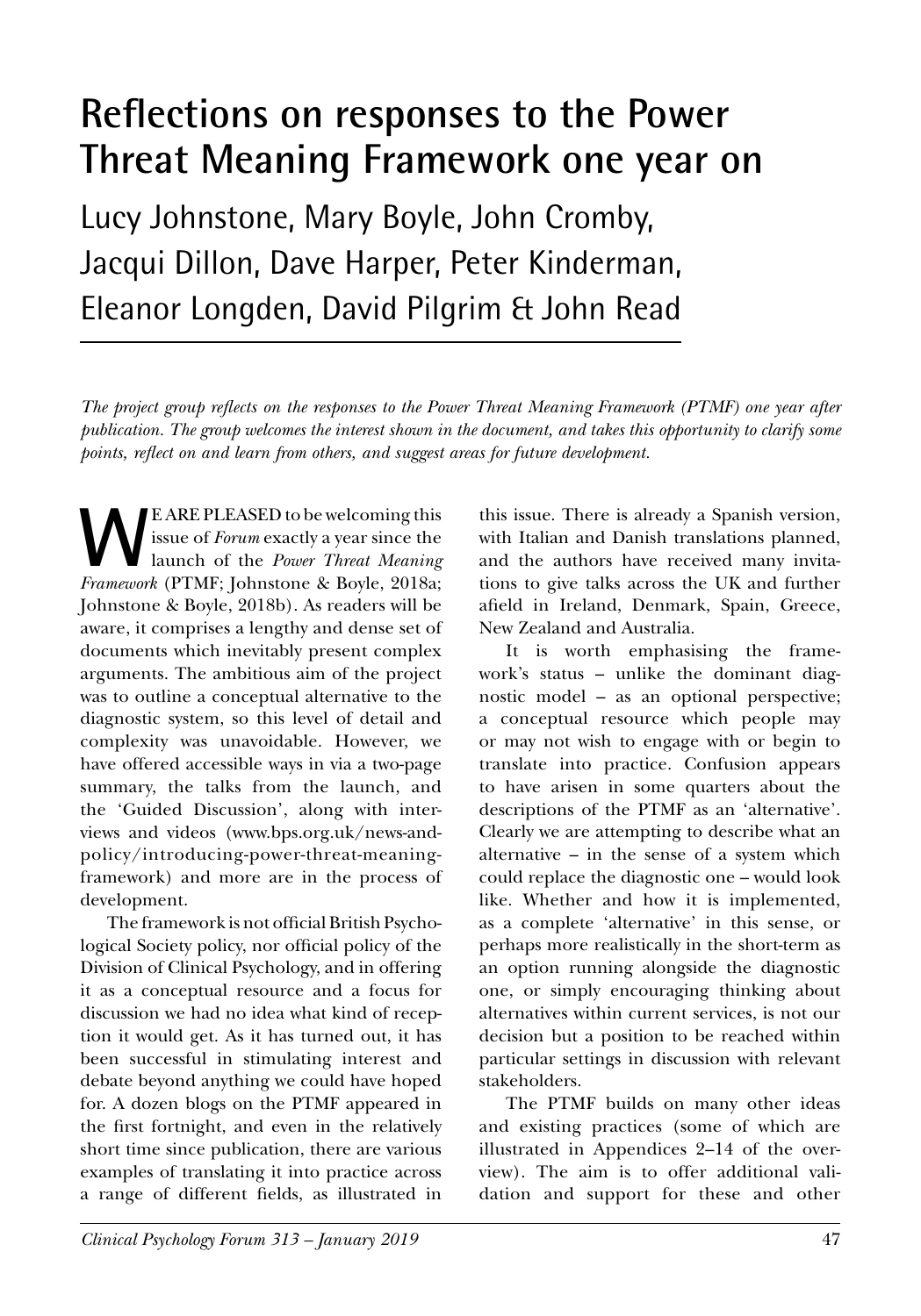# Reflections on responses to the Power Threat Meaning Framework one year on

Lucy Johnstone, Mary Boyle, John Cromby, Jacqui Dillon, Dave Harper, Peter Kinderman, Eleanor Longden, David Pilgrim & John Read

*The project group reflects on the responses to the Power Threat Meaning Framework (PTMF) one year after publication. The group welcomes the interest shown in the document, and takes this opportunity to clarify some points, reflect on and learn from others, and suggest areas for future development.*

WE ARE PLEASED to be welcoming this issue of *Forum* exactly a year since the launch of the *Power Threat Meaning Framework* (PTMF; Johnstone & Boyle, 2018a; Johnstone & Boyle, 2018b). As readers will be aware, it comprises a lengthy and dense set of documents which inevitably present complex arguments. The ambitious aim of the project was to outline a conceptual alternative to the diagnostic system, so this level of detail and complexity was unavoidable. However, we have offered accessible ways in via a two-page summary, the talks from the launch, and the 'Guided Discussion', along with interviews and videos (www.bps.org.uk/news-and-policy/introducing-power-threat-meaning-framework) and more are in the process of development.

The framework is not official British Psychological Society policy, nor official policy of the Division of Clinical Psychology, and in offering it as a conceptual resource and a focus for discussion we had no idea what kind of reception it would get. As it has turned out, it has been successful in stimulating interest and debate beyond anything we could have hoped for. A dozen blogs on the PTMF appeared in the first fortnight, and even in the relatively short time since publication, there are various examples of translating it into practice across a range of different fields, as illustrated in this issue. There is already a Spanish version, with Italian and Danish translations planned, and the authors have received many invitations to give talks across the UK and further afield in Ireland, Denmark, Spain, Greece, New Zealand and Australia.

It is worth emphasising the framework's status – unlike the dominant diagnostic model – as an optional perspective; a conceptual resource which people may or may not wish to engage with or begin to translate into practice. Confusion appears to have arisen in some quarters about the descriptions of the PTMF as an 'alternative'. Clearly we are attempting to describe what an alternative – in the sense of a system which could replace the diagnostic one – would look like. Whether and how it is implemented, as a complete 'alternative' in this sense, or perhaps more realistically in the short-term as an option running alongside the diagnostic one, or simply encouraging thinking about alternatives within current services, is not our decision but a position to be reached within particular settings in discussion with relevant stakeholders.

The PTMF builds on many other ideas and existing practices (some of which are illustrated in Appendices 2–14 of the overview). The aim is to offer additional validation and support for these and other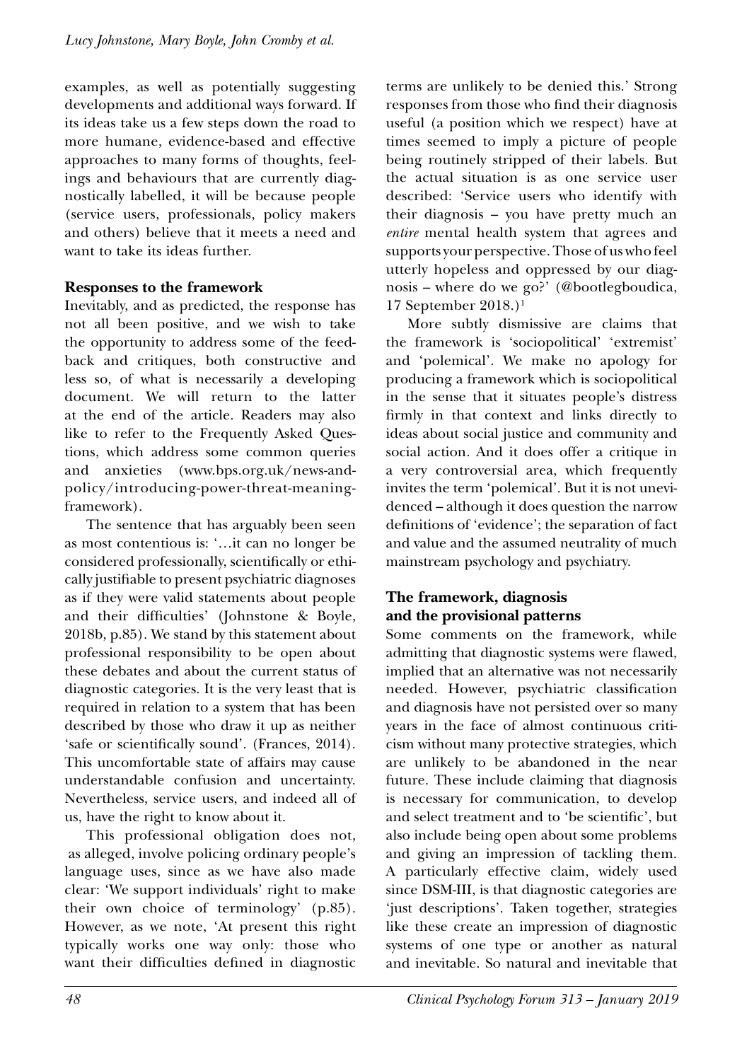examples, as well as potentially suggesting developments and additional ways forward. If its ideas take us a few steps down the road to more humane, evidence-based and effective approaches to many forms of thoughts, feelings and behaviours that are currently diagnostically labelled, it will be because people (service users, professionals, policy makers and others) believe that it meets a need and want to take its ideas further.

## Responses to the framework

Inevitably, and as predicted, the response has not all been positive, and we wish to take the opportunity to address some of the feedback and critiques, both constructive and less so, of what is necessarily a developing document. We will return to the latter at the end of the article. Readers may also like to refer to the Frequently Asked Questions, which address some common queries and anxieties (www.bps.org.uk/news-and-policy/introducing-power-threat-meaning-framework).

The sentence that has arguably been seen as most contentious is: '…it can no longer be considered professionally, scientifically or ethically justifiable to present psychiatric diagnoses as if they were valid statements about people and their difficulties' (Johnstone & Boyle, 2018b, p.85). We stand by this statement about professional responsibility to be open about these debates and about the current status of diagnostic categories. It is the very least that is required in relation to a system that has been described by those who draw it up as neither 'safe or scientifically sound'. (Frances, 2014). This uncomfortable state of affairs may cause understandable confusion and uncertainty. Nevertheless, service users, and indeed all of us, have the right to know about it.

This professional obligation does not, as alleged, involve policing ordinary people's language uses, since as we have also made clear: 'We support individuals' right to make their own choice of terminology' (p.85). However, as we note, 'At present this right typically works one way only: those who want their difficulties defined in diagnostic terms are unlikely to be denied this.' Strong responses from those who find their diagnosis useful (a position which we respect) have at times seemed to imply a picture of people being routinely stripped of their labels. But the actual situation is as one service user described: 'Service users who identify with their diagnosis – you have pretty much an *entire* mental health system that agrees and supports your perspective. Those of us who feel utterly hopeless and oppressed by our diagnosis – where do we go?' (@bootlegboudica, 17 September 2018.)[1]

More subtly dismissive are claims that the framework is 'sociopolitical' 'extremist' and 'polemical'. We make no apology for producing a framework which is sociopolitical in the sense that it situates people's distress firmly in that context and links directly to ideas about social justice and community and social action. And it does offer a critique in a very controversial area, which frequently invites the term 'polemical'. But it is not unevidenced – although it does question the narrow definitions of 'evidence'; the separation of fact and value and the assumed neutrality of much mainstream psychology and psychiatry.

## The framework, diagnosis and the provisional patterns

Some comments on the framework, while admitting that diagnostic systems were flawed, implied that an alternative was not necessarily needed. However, psychiatric classification and diagnosis have not persisted over so many years in the face of almost continuous criticism without many protective strategies, which are unlikely to be abandoned in the near future. These include claiming that diagnosis is necessary for communication, to develop and select treatment and to 'be scientific', but also include being open about some problems and giving an impression of tackling them. A particularly effective claim, widely used since DSM-III, is that diagnostic categories are 'just descriptions'. Taken together, strategies like these create an impression of diagnostic systems of one type or another as natural and inevitable. So natural and inevitable that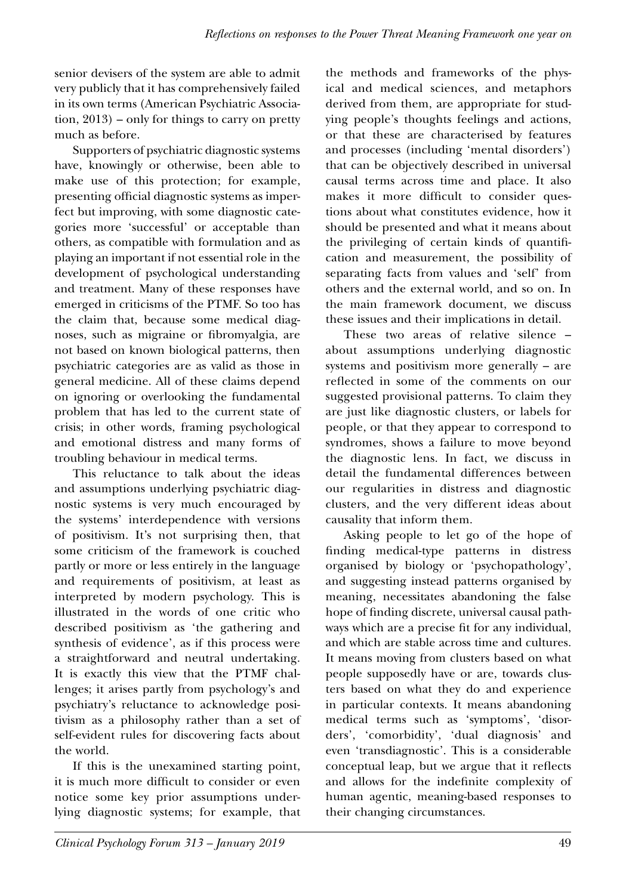senior devisers of the system are able to admit very publicly that it has comprehensively failed in its own terms (American Psychiatric Association, 2013) – only for things to carry on pretty much as before.

Supporters of psychiatric diagnostic systems have, knowingly or otherwise, been able to make use of this protection; for example, presenting official diagnostic systems as imperfect but improving, with some diagnostic categories more 'successful' or acceptable than others, as compatible with formulation and as playing an important if not essential role in the development of psychological understanding and treatment. Many of these responses have emerged in criticisms of the PTMF. So too has the claim that, because some medical diagnoses, such as migraine or fibromyalgia, are not based on known biological patterns, then psychiatric categories are as valid as those in general medicine. All of these claims depend on ignoring or overlooking the fundamental problem that has led to the current state of crisis; in other words, framing psychological and emotional distress and many forms of troubling behaviour in medical terms.

This reluctance to talk about the ideas and assumptions underlying psychiatric diagnostic systems is very much encouraged by the systems' interdependence with versions of positivism. It's not surprising then, that some criticism of the framework is couched partly or more or less entirely in the language and requirements of positivism, at least as interpreted by modern psychology. This is illustrated in the words of one critic who described positivism as 'the gathering and synthesis of evidence', as if this process were a straightforward and neutral undertaking. It is exactly this view that the PTMF challenges; it arises partly from psychology's and psychiatry's reluctance to acknowledge positivism as a philosophy rather than a set of self-evident rules for discovering facts about the world.

If this is the unexamined starting point, it is much more difficult to consider or even notice some key prior assumptions underlying diagnostic systems; for example, that the methods and frameworks of the physical and medical sciences, and metaphors derived from them, are appropriate for studying people's thoughts feelings and actions, or that these are characterised by features and processes (including 'mental disorders') that can be objectively described in universal causal terms across time and place. It also makes it more difficult to consider questions about what constitutes evidence, how it should be presented and what it means about the privileging of certain kinds of quantification and measurement, the possibility of separating facts from values and 'self' from others and the external world, and so on. In the main framework document, we discuss these issues and their implications in detail.

These two areas of relative silence – about assumptions underlying diagnostic systems and positivism more generally – are reflected in some of the comments on our suggested provisional patterns. To claim they are just like diagnostic clusters, or labels for people, or that they appear to correspond to syndromes, shows a failure to move beyond the diagnostic lens. In fact, we discuss in detail the fundamental differences between our regularities in distress and diagnostic clusters, and the very different ideas about causality that inform them.

Asking people to let go of the hope of finding medical-type patterns in distress organised by biology or 'psychopathology', and suggesting instead patterns organised by meaning, necessitates abandoning the false hope of finding discrete, universal causal pathways which are a precise fit for any individual, and which are stable across time and cultures. It means moving from clusters based on what people supposedly have or are, towards clusters based on what they do and experience in particular contexts. It means abandoning medical terms such as 'symptoms', 'disorders', 'comorbidity', 'dual diagnosis' and even 'transdiagnostic'. This is a considerable conceptual leap, but we argue that it reflects and allows for the indefinite complexity of human agentic, meaning-based responses to their changing circumstances.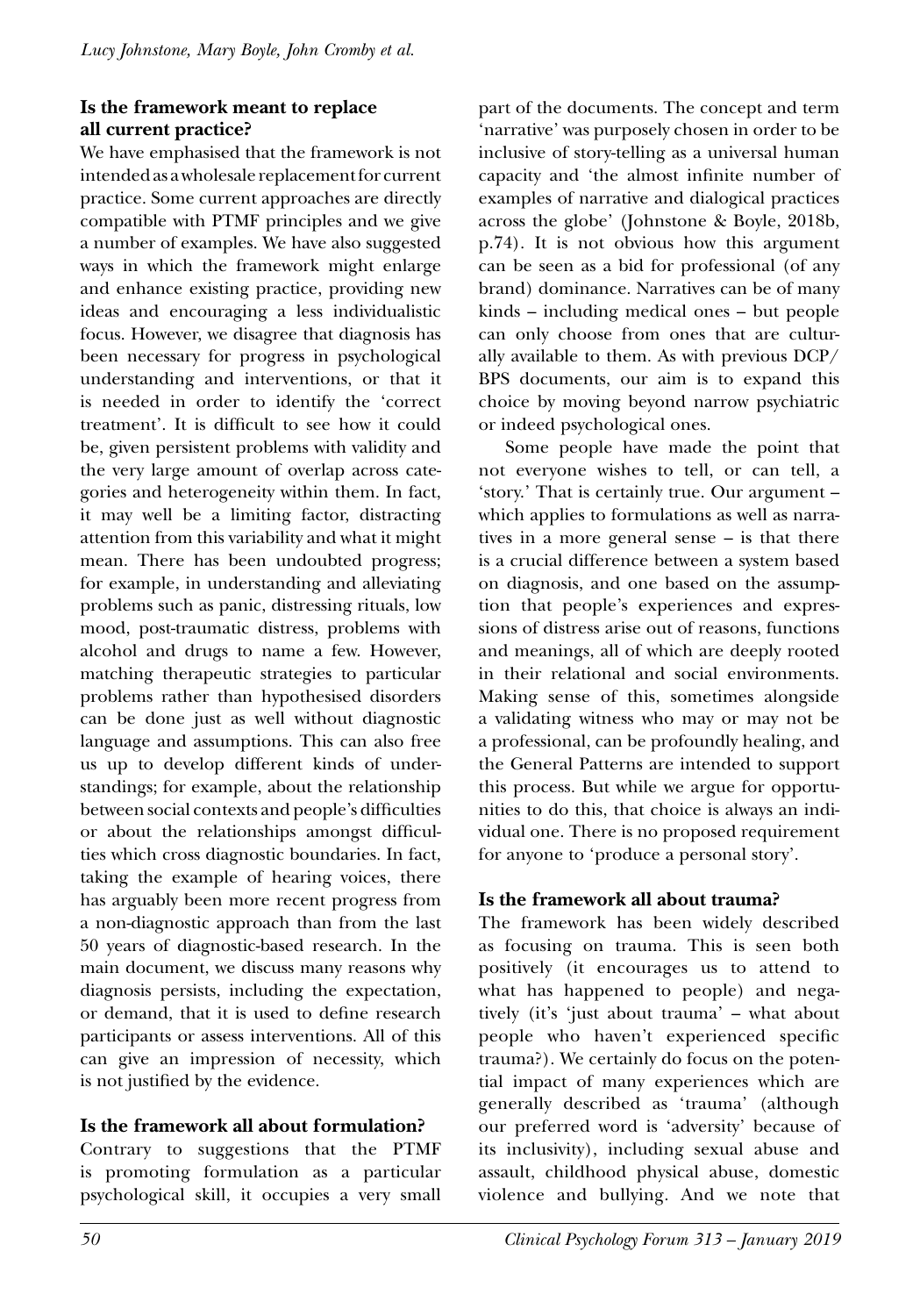## Is the framework meant to replace all current practice?

We have emphasised that the framework is not intended as a wholesale replacement for current practice. Some current approaches are directly compatible with PTMF principles and we give a number of examples. We have also suggested ways in which the framework might enlarge and enhance existing practice, providing new ideas and encouraging a less individualistic focus. However, we disagree that diagnosis has been necessary for progress in psychological understanding and interventions, or that it is needed in order to identify the 'correct treatment'. It is difficult to see how it could be, given persistent problems with validity and the very large amount of overlap across categories and heterogeneity within them. In fact, it may well be a limiting factor, distracting attention from this variability and what it might mean. There has been undoubted progress; for example, in understanding and alleviating problems such as panic, distressing rituals, low mood, post-traumatic distress, problems with alcohol and drugs to name a few. However, matching therapeutic strategies to particular problems rather than hypothesised disorders can be done just as well without diagnostic language and assumptions. This can also free us up to develop different kinds of understandings; for example, about the relationship between social contexts and people's difficulties or about the relationships amongst difficulties which cross diagnostic boundaries. In fact, taking the example of hearing voices, there has arguably been more recent progress from a non-diagnostic approach than from the last 50 years of diagnostic-based research. In the main document, we discuss many reasons why diagnosis persists, including the expectation, or demand, that it is used to define research participants or assess interventions. All of this can give an impression of necessity, which is not justified by the evidence.

## Is the framework all about formulation?

Contrary to suggestions that the PTMF is promoting formulation as a particular psychological skill, it occupies a very small part of the documents. The concept and term 'narrative' was purposely chosen in order to be inclusive of story-telling as a universal human capacity and 'the almost infinite number of examples of narrative and dialogical practices across the globe' (Johnstone & Boyle, 2018b, p.74). It is not obvious how this argument can be seen as a bid for professional (of any brand) dominance. Narratives can be of many kinds – including medical ones – but people can only choose from ones that are culturally available to them. As with previous DCP/BPS documents, our aim is to expand this choice by moving beyond narrow psychiatric or indeed psychological ones.

Some people have made the point that not everyone wishes to tell, or can tell, a 'story.' That is certainly true. Our argument – which applies to formulations as well as narratives in a more general sense – is that there is a crucial difference between a system based on diagnosis, and one based on the assumption that people's experiences and expressions of distress arise out of reasons, functions and meanings, all of which are deeply rooted in their relational and social environments. Making sense of this, sometimes alongside a validating witness who may or may not be a professional, can be profoundly healing, and the General Patterns are intended to support this process. But while we argue for opportunities to do this, that choice is always an individual one. There is no proposed requirement for anyone to 'produce a personal story'.

## Is the framework all about trauma?

The framework has been widely described as focusing on trauma. This is seen both positively (it encourages us to attend to what has happened to people) and negatively (it's 'just about trauma' – what about people who haven't experienced specific trauma?). We certainly do focus on the potential impact of many experiences which are generally described as 'trauma' (although our preferred word is 'adversity' because of its inclusivity), including sexual abuse and assault, childhood physical abuse, domestic violence and bullying. And we note that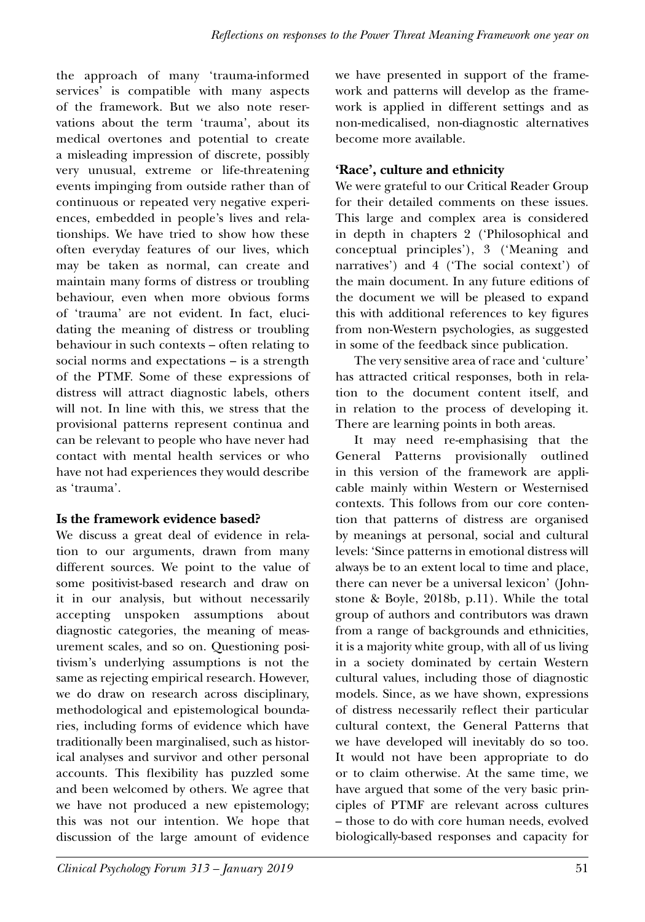the approach of many 'trauma-informed services' is compatible with many aspects of the framework. But we also note reservations about the term 'trauma', about its medical overtones and potential to create a misleading impression of discrete, possibly very unusual, extreme or life-threatening events impinging from outside rather than of continuous or repeated very negative experiences, embedded in people's lives and relationships. We have tried to show how these often everyday features of our lives, which may be taken as normal, can create and maintain many forms of distress or troubling behaviour, even when more obvious forms of 'trauma' are not evident. In fact, elucidating the meaning of distress or troubling behaviour in such contexts – often relating to social norms and expectations – is a strength of the PTMF. Some of these expressions of distress will attract diagnostic labels, others will not. In line with this, we stress that the provisional patterns represent continua and can be relevant to people who have never had contact with mental health services or who have not had experiences they would describe as 'trauma'.

## Is the framework evidence based?

We discuss a great deal of evidence in relation to our arguments, drawn from many different sources. We point to the value of some positivist-based research and draw on it in our analysis, but without necessarily accepting unspoken assumptions about diagnostic categories, the meaning of measurement scales, and so on. Questioning positivism's underlying assumptions is not the same as rejecting empirical research. However, we do draw on research across disciplinary, methodological and epistemological boundaries, including forms of evidence which have traditionally been marginalised, such as historical analyses and survivor and other personal accounts. This flexibility has puzzled some and been welcomed by others. We agree that we have not produced a new epistemology; this was not our intention. We hope that discussion of the large amount of evidence we have presented in support of the framework and patterns will develop as the framework is applied in different settings and as non-medicalised, non-diagnostic alternatives become more available.

## 'Race', culture and ethnicity

We were grateful to our Critical Reader Group for their detailed comments on these issues. This large and complex area is considered in depth in chapters 2 ('Philosophical and conceptual principles'), 3 ('Meaning and narratives') and 4 ('The social context') of the main document. In any future editions of the document we will be pleased to expand this with additional references to key figures from non-Western psychologies, as suggested in some of the feedback since publication.

The very sensitive area of race and 'culture' has attracted critical responses, both in relation to the document content itself, and in relation to the process of developing it. There are learning points in both areas.

It may need re-emphasising that the General Patterns provisionally outlined in this version of the framework are applicable mainly within Western or Westernised contexts. This follows from our core contention that patterns of distress are organised by meanings at personal, social and cultural levels: 'Since patterns in emotional distress will always be to an extent local to time and place, there can never be a universal lexicon' (Johnstone & Boyle, 2018b, p.11). While the total group of authors and contributors was drawn from a range of backgrounds and ethnicities, it is a majority white group, with all of us living in a society dominated by certain Western cultural values, including those of diagnostic models. Since, as we have shown, expressions of distress necessarily reflect their particular cultural context, the General Patterns that we have developed will inevitably do so too. It would not have been appropriate to do or to claim otherwise. At the same time, we have argued that some of the very basic principles of PTMF are relevant across cultures – those to do with core human needs, evolved biologically-based responses and capacity for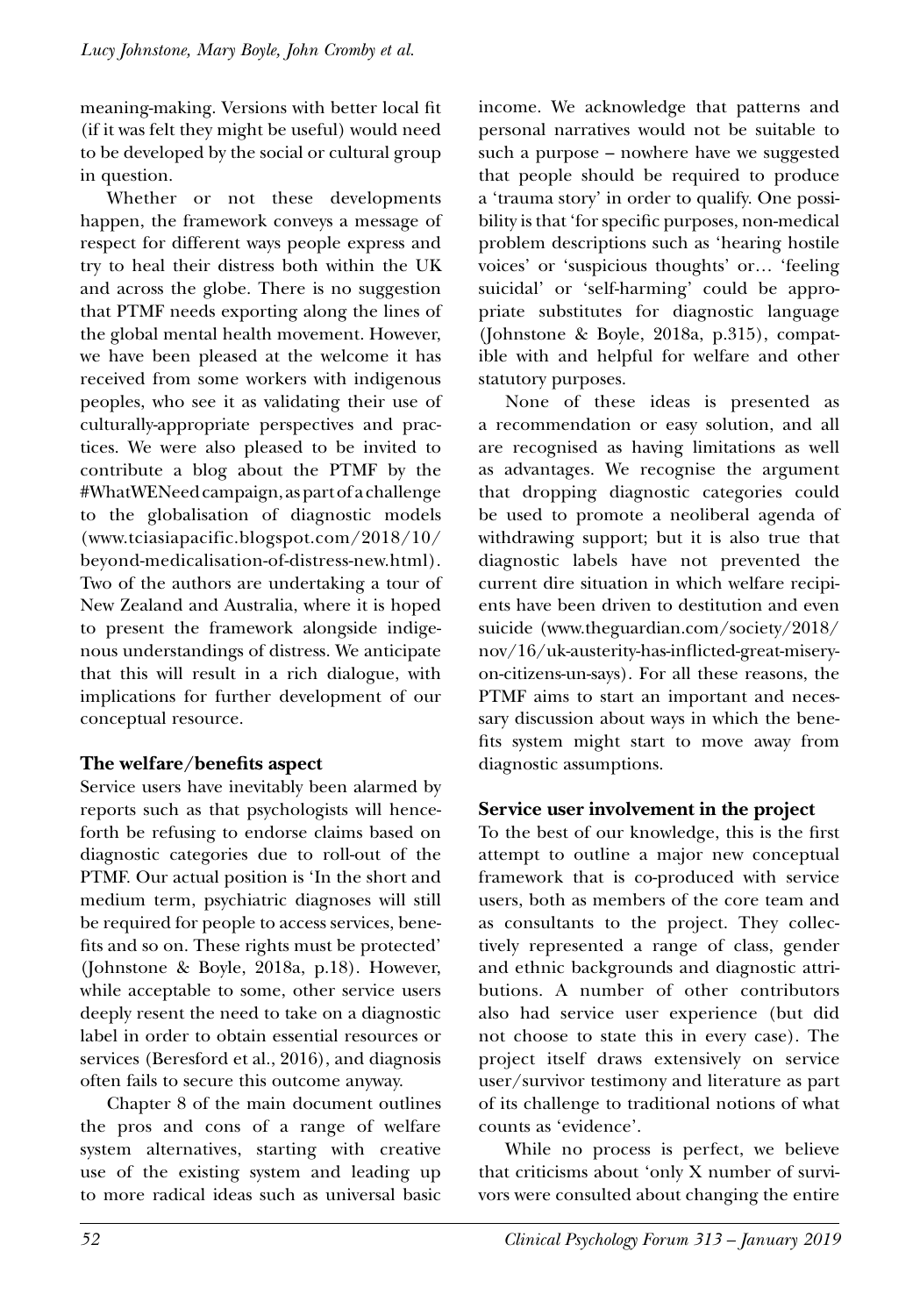meaning-making. Versions with better local fit (if it was felt they might be useful) would need to be developed by the social or cultural group in question.

Whether or not these developments happen, the framework conveys a message of respect for different ways people express and try to heal their distress both within the UK and across the globe. There is no suggestion that PTMF needs exporting along the lines of the global mental health movement. However, we have been pleased at the welcome it has received from some workers with indigenous peoples, who see it as validating their use of culturally-appropriate perspectives and practices. We were also pleased to be invited to contribute a blog about the PTMF by the #WhatWENeed campaign, as part of a challenge to the globalisation of diagnostic models (www.tciasiapacific.blogspot.com/2018/10/beyond-medicalisation-of-distress-new.html). Two of the authors are undertaking a tour of New Zealand and Australia, where it is hoped to present the framework alongside indigenous understandings of distress. We anticipate that this will result in a rich dialogue, with implications for further development of our conceptual resource.

## The welfare/benefits aspect

Service users have inevitably been alarmed by reports such as that psychologists will henceforth be refusing to endorse claims based on diagnostic categories due to roll-out of the PTMF. Our actual position is 'In the short and medium term, psychiatric diagnoses will still be required for people to access services, benefits and so on. These rights must be protected' (Johnstone & Boyle, 2018a, p.18). However, while acceptable to some, other service users deeply resent the need to take on a diagnostic label in order to obtain essential resources or services (Beresford et al., 2016), and diagnosis often fails to secure this outcome anyway.

Chapter 8 of the main document outlines the pros and cons of a range of welfare system alternatives, starting with creative use of the existing system and leading up to more radical ideas such as universal basic income. We acknowledge that patterns and personal narratives would not be suitable to such a purpose – nowhere have we suggested that people should be required to produce a 'trauma story' in order to qualify. One possibility is that 'for specific purposes, non-medical problem descriptions such as 'hearing hostile voices' or 'suspicious thoughts' or… 'feeling suicidal' or 'self-harming' could be appropriate substitutes for diagnostic language (Johnstone & Boyle, 2018a, p.315), compatible with and helpful for welfare and other statutory purposes.

None of these ideas is presented as a recommendation or easy solution, and all are recognised as having limitations as well as advantages. We recognise the argument that dropping diagnostic categories could be used to promote a neoliberal agenda of withdrawing support; but it is also true that diagnostic labels have not prevented the current dire situation in which welfare recipients have been driven to destitution and even suicide (www.theguardian.com/society/2018/nov/16/uk-austerity-has-inflicted-great-misery-on-citizens-un-says). For all these reasons, the PTMF aims to start an important and necessary discussion about ways in which the benefits system might start to move away from diagnostic assumptions.

## Service user involvement in the project

To the best of our knowledge, this is the first attempt to outline a major new conceptual framework that is co-produced with service users, both as members of the core team and as consultants to the project. They collectively represented a range of class, gender and ethnic backgrounds and diagnostic attributions. A number of other contributors also had service user experience (but did not choose to state this in every case). The project itself draws extensively on service user/survivor testimony and literature as part of its challenge to traditional notions of what counts as 'evidence'.

While no process is perfect, we believe that criticisms about 'only X number of survivors were consulted about changing the entire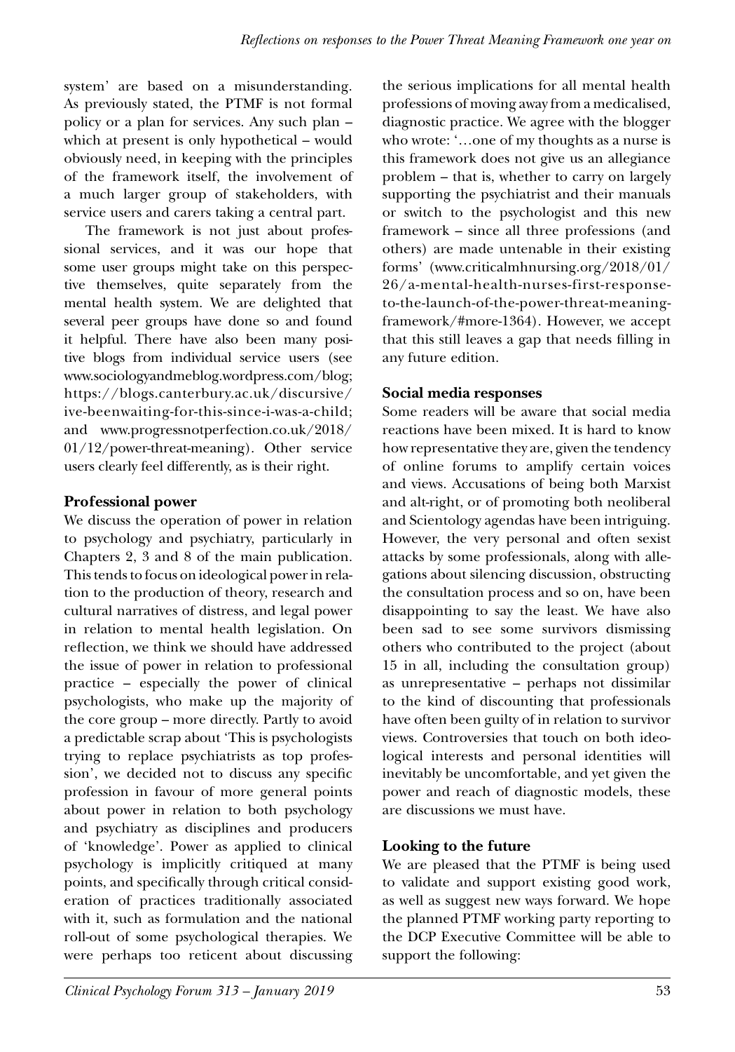system' are based on a misunderstanding. As previously stated, the PTMF is not formal policy or a plan for services. Any such plan – which at present is only hypothetical – would obviously need, in keeping with the principles of the framework itself, the involvement of a much larger group of stakeholders, with service users and carers taking a central part.

The framework is not just about professional services, and it was our hope that some user groups might take on this perspective themselves, quite separately from the mental health system. We are delighted that several peer groups have done so and found it helpful. There have also been many positive blogs from individual service users (see www.sociologyandmeblog.wordpress.com/blog; https://blogs.canterbury.ac.uk/discursive/ive-beenwaiting-for-this-since-i-was-a-child; and www.progressnotperfection.co.uk/2018/01/12/power-threat-meaning). Other service users clearly feel differently, as is their right.

## Professional power

We discuss the operation of power in relation to psychology and psychiatry, particularly in Chapters 2, 3 and 8 of the main publication. This tends to focus on ideological power in relation to the production of theory, research and cultural narratives of distress, and legal power in relation to mental health legislation. On reflection, we think we should have addressed the issue of power in relation to professional practice – especially the power of clinical psychologists, who make up the majority of the core group – more directly. Partly to avoid a predictable scrap about 'This is psychologists trying to replace psychiatrists as top profession', we decided not to discuss any specific profession in favour of more general points about power in relation to both psychology and psychiatry as disciplines and producers of 'knowledge'. Power as applied to clinical psychology is implicitly critiqued at many points, and specifically through critical consideration of practices traditionally associated with it, such as formulation and the national roll-out of some psychological therapies. We were perhaps too reticent about discussing the serious implications for all mental health professions of moving away from a medicalised, diagnostic practice. We agree with the blogger who wrote: '…one of my thoughts as a nurse is this framework does not give us an allegiance problem – that is, whether to carry on largely supporting the psychiatrist and their manuals or switch to the psychologist and this new framework – since all three professions (and others) are made untenable in their existing forms' (www.criticalmhnursing.org/2018/01/26/a-mental-health-nurses-first-response-to-the-launch-of-the-power-threat-meaning-framework/#more-1364). However, we accept that this still leaves a gap that needs filling in any future edition.

## Social media responses

Some readers will be aware that social media reactions have been mixed. It is hard to know how representative they are, given the tendency of online forums to amplify certain voices and views. Accusations of being both Marxist and alt-right, or of promoting both neoliberal and Scientology agendas have been intriguing. However, the very personal and often sexist attacks by some professionals, along with allegations about silencing discussion, obstructing the consultation process and so on, have been disappointing to say the least. We have also been sad to see some survivors dismissing others who contributed to the project (about 15 in all, including the consultation group) as unrepresentative – perhaps not dissimilar to the kind of discounting that professionals have often been guilty of in relation to survivor views. Controversies that touch on both ideological interests and personal identities will inevitably be uncomfortable, and yet given the power and reach of diagnostic models, these are discussions we must have.

## Looking to the future

We are pleased that the PTMF is being used to validate and support existing good work, as well as suggest new ways forward. We hope the planned PTMF working party reporting to the DCP Executive Committee will be able to support the following: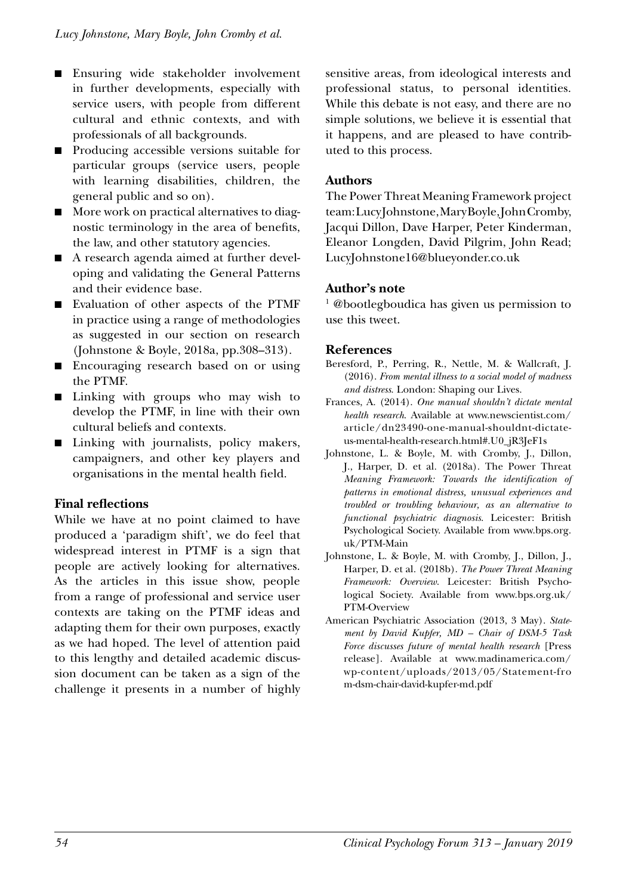- Ensuring wide stakeholder involvement in further developments, especially with service users, with people from different cultural and ethnic contexts, and with professionals of all backgrounds.
- Producing accessible versions suitable for particular groups (service users, people with learning disabilities, children, the general public and so on).
- More work on practical alternatives to diagnostic terminology in the area of benefits, the law, and other statutory agencies.
- A research agenda aimed at further developing and validating the General Patterns and their evidence base.
- Evaluation of other aspects of the PTMF in practice using a range of methodologies as suggested in our section on research (Johnstone & Boyle, 2018a, pp.308–313).
- Encouraging research based on or using the PTMF.
- Linking with groups who may wish to develop the PTMF, in line with their own cultural beliefs and contexts.
- Linking with journalists, policy makers, campaigners, and other key players and organisations in the mental health field.

## Final reflections

While we have at no point claimed to have produced a 'paradigm shift', we do feel that widespread interest in PTMF is a sign that people are actively looking for alternatives. As the articles in this issue show, people from a range of professional and service user contexts are taking on the PTMF ideas and adapting them for their own purposes, exactly as we had hoped. The level of attention paid to this lengthy and detailed academic discussion document can be taken as a sign of the challenge it presents in a number of highly sensitive areas, from ideological interests and professional status, to personal identities. While this debate is not easy, and there are no simple solutions, we believe it is essential that it happens, and are pleased to have contributed to this process.

## Authors

The Power Threat Meaning Framework project team: Lucy Johnstone, Mary Boyle, John Cromby, Jacqui Dillon, Dave Harper, Peter Kinderman, Eleanor Longden, David Pilgrim, John Read; LucyJohnstone16@blueyonder.co.uk

## Author's note

[1] @bootlegboudica has given us permission to use this tweet.

## References

Beresford, P., Perring, R., Nettle, M. & Wallcraft, J. (2016). *From mental illness to a social model of madness and distress*. London: Shaping our Lives.

Frances, A. (2014). *One manual shouldn't dictate mental health research*. Available at www.newscientist.com/article/dn23490-one-manual-shouldnt-dictate-us-mental-health-research.html#.U0_jR3JeF1s

Johnstone, L. & Boyle, M. with Cromby, J., Dillon, J., Harper, D. et al. (2018a). The Power Threat *Meaning Framework: Towards the identification of patterns in emotional distress, unusual experiences and troubled or troubling behaviour, as an alternative to functional psychiatric diagnosis*. Leicester: British Psychological Society. Available from www.bps.org.uk/PTM-Main

Johnstone, L. & Boyle, M. with Cromby, J., Dillon, J., Harper, D. et al. (2018b). *The Power Threat Meaning Framework: Overview*. Leicester: British Psychological Society. Available from www.bps.org.uk/PTM-Overview

American Psychiatric Association (2013, 3 May). *Statement by David Kupfer, MD – Chair of DSM-5 Task Force discusses future of mental health research* [Press release]. Available at www.madinamerica.com/wp-content/uploads/2013/05/Statement-from-dsm-chair-david-kupfer-md.pdf